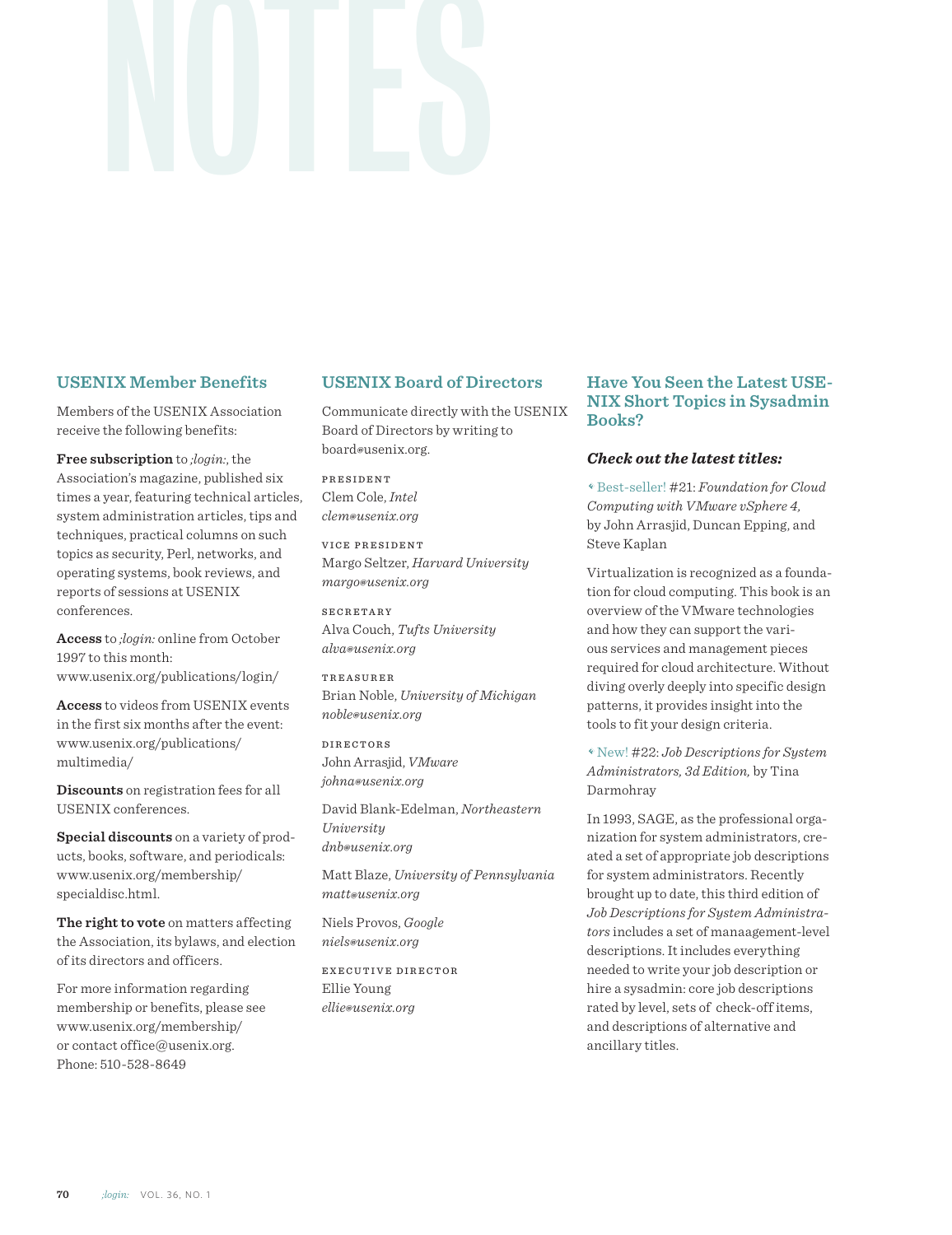# NOTES

## USENIX Member Benefits

Members of the USENIX Association receive the following benefits:

**Free subscription** to *;login:*, the Association's magazine, published six times a year, featuring technical articles, system administration articles, tips and techniques, practical columns on such topics as security, Perl, networks, and operating systems, book reviews, and reports of sessions at USENIX conferences.

**Access** to *;login:* online from October 1997 to this month: www.usenix.org/publications/login/

**Access** to videos from USENIX events in the first six months after the event: www.usenix.org/publications/multimedia/

**Discounts** on registration fees for all USENIX conferences.

**Special discounts** on a variety of products, books, software, and periodicals: www.usenix.org/membership/specialdisc.html.

**The right to vote** on matters affecting the Association, its bylaws, and election of its directors and officers.

For more information regarding membership or benefits, please see www.usenix.org/membership/ or contact office@usenix.org. Phone: 510-528-8649

## USENIX Board of Directors

Communicate directly with the USENIX Board of Directors by writing to board@usenix.org.

PRESIDENT
Clem Cole, *Intel*
*clem@usenix.org*

VICE PRESIDENT
Margo Seltzer, *Harvard University*
*margo@usenix.org*

SECRETARY
Alva Couch, *Tufts University*
*alva@usenix.org*

TREASURER
Brian Noble, *University of Michigan*
*noble@usenix.org*

DIRECTORS
John Arrasjid, *VMware*
*johna@usenix.org*

David Blank-Edelman, *Northeastern University*
*dnb@usenix.org*

Matt Blaze, *University of Pennsylvania*
*matt@usenix.org*

Niels Provos, *Google*
*niels@usenix.org*

EXECUTIVE DIRECTOR
Ellie Young
*ellie@usenix.org*

## Have You Seen the Latest USENIX Short Topics in Sysadmin Books?

***Check out the latest titles:***

Best-seller! #21: *Foundation for Cloud Computing with VMware vSphere 4,* by John Arrasjid, Duncan Epping, and Steve Kaplan

Virtualization is recognized as a foundation for cloud computing. This book is an overview of the VMware technologies and how they can support the various services and management pieces required for cloud architecture. Without diving overly deeply into specific design patterns, it provides insight into the tools to fit your design criteria.

New! #22: *Job Descriptions for System Administrators, 3d Edition,* by Tina Darmohray

In 1993, SAGE, as the professional organization for system administrators, created a set of appropriate job descriptions for system administrators. Recently brought up to date, this third edition of *Job Descriptions for System Administrators* includes a set of manaagement-level descriptions. It includes everything needed to write your job description or hire a sysadmin: core job descriptions rated by level, sets of check-off items, and descriptions of alternative and ancillary titles.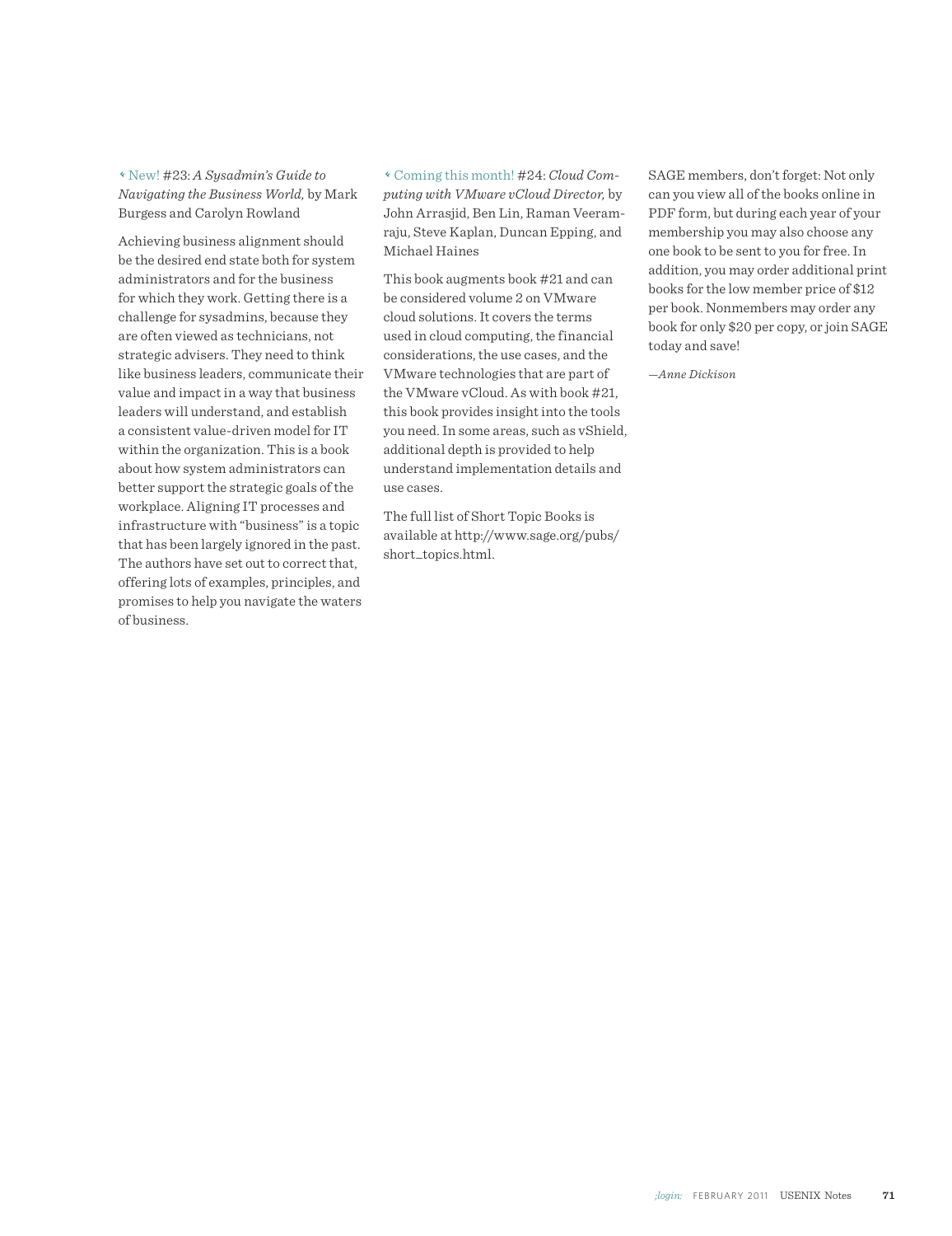New! #23: *A Sysadmin's Guide to Navigating the Business World,* by Mark Burgess and Carolyn Rowland

Achieving business alignment should be the desired end state both for system administrators and for the business for which they work. Getting there is a challenge for sysadmins, because they are often viewed as technicians, not strategic advisers. They need to think like business leaders, communicate their value and impact in a way that business leaders will understand, and establish a consistent value-driven model for IT within the organization. This is a book about how system administrators can better support the strategic goals of the workplace. Aligning IT processes and infrastructure with "business" is a topic that has been largely ignored in the past. The authors have set out to correct that, offering lots of examples, principles, and promises to help you navigate the waters of business.

Coming this month! #24: *Cloud Computing with VMware vCloud Director,* by John Arrasjid, Ben Lin, Raman Veeramraju, Steve Kaplan, Duncan Epping, and Michael Haines

This book augments book #21 and can be considered volume 2 on VMware cloud solutions. It covers the terms used in cloud computing, the financial considerations, the use cases, and the VMware technologies that are part of the VMware vCloud. As with book #21, this book provides insight into the tools you need. In some areas, such as vShield, additional depth is provided to help understand implementation details and use cases.

The full list of Short Topic Books is available at http://www.sage.org/pubs/short_topics.html.

SAGE members, don't forget: Not only can you view all of the books online in PDF form, but during each year of your membership you may also choose any one book to be sent to you for free. In addition, you may order additional print books for the low member price of $12 per book. Nonmembers may order any book for only $20 per copy, or join SAGE today and save!

*—Anne Dickison*